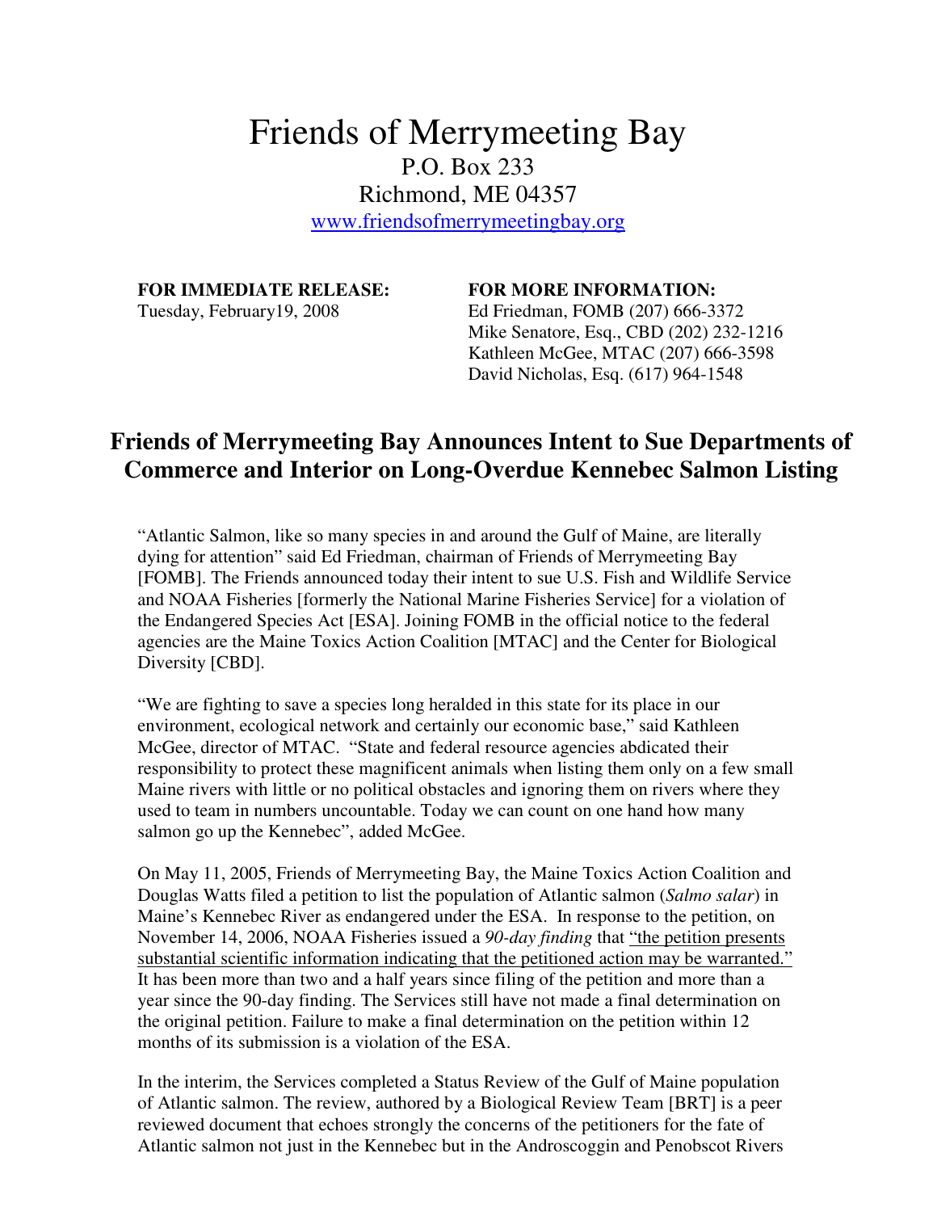# Friends of Merrymeeting Bay

P.O. Box 233
Richmond, ME 04357
www.friendsofmerrymeetingbay.org

**FOR IMMEDIATE RELEASE:**
Tuesday, February19, 2008

**FOR MORE INFORMATION:**
Ed Friedman, FOMB (207) 666-3372
Mike Senatore, Esq., CBD (202) 232-1216
Kathleen McGee, MTAC (207) 666-3598
David Nicholas, Esq. (617) 964-1548

## Friends of Merrymeeting Bay Announces Intent to Sue Departments of Commerce and Interior on Long-Overdue Kennebec Salmon Listing

"Atlantic Salmon, like so many species in and around the Gulf of Maine, are literally dying for attention" said Ed Friedman, chairman of Friends of Merrymeeting Bay [FOMB]. The Friends announced today their intent to sue U.S. Fish and Wildlife Service and NOAA Fisheries [formerly the National Marine Fisheries Service] for a violation of the Endangered Species Act [ESA]. Joining FOMB in the official notice to the federal agencies are the Maine Toxics Action Coalition [MTAC] and the Center for Biological Diversity [CBD].

"We are fighting to save a species long heralded in this state for its place in our environment, ecological network and certainly our economic base," said Kathleen McGee, director of MTAC. "State and federal resource agencies abdicated their responsibility to protect these magnificent animals when listing them only on a few small Maine rivers with little or no political obstacles and ignoring them on rivers where they used to team in numbers uncountable. Today we can count on one hand how many salmon go up the Kennebec", added McGee.

On May 11, 2005, Friends of Merrymeeting Bay, the Maine Toxics Action Coalition and Douglas Watts filed a petition to list the population of Atlantic salmon (*Salmo salar*) in Maine's Kennebec River as endangered under the ESA. In response to the petition, on November 14, 2006, NOAA Fisheries issued a *90-day finding* that "the petition presents substantial scientific information indicating that the petitioned action may be warranted." It has been more than two and a half years since filing of the petition and more than a year since the 90-day finding. The Services still have not made a final determination on the original petition. Failure to make a final determination on the petition within 12 months of its submission is a violation of the ESA.

In the interim, the Services completed a Status Review of the Gulf of Maine population of Atlantic salmon. The review, authored by a Biological Review Team [BRT] is a peer reviewed document that echoes strongly the concerns of the petitioners for the fate of Atlantic salmon not just in the Kennebec but in the Androscoggin and Penobscot Rivers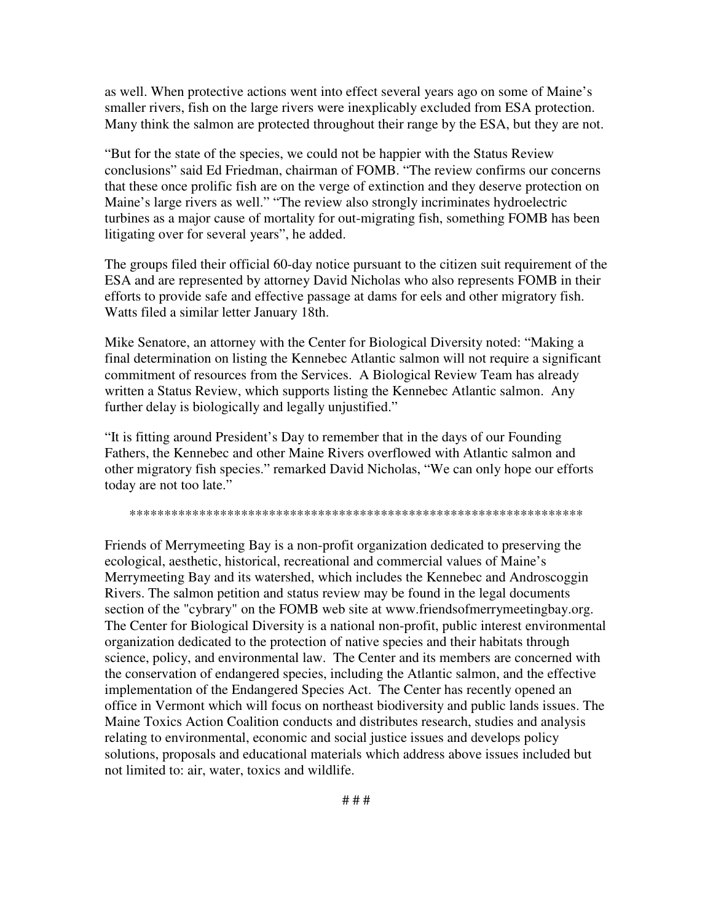as well. When protective actions went into effect several years ago on some of Maine's smaller rivers, fish on the large rivers were inexplicably excluded from ESA protection. Many think the salmon are protected throughout their range by the ESA, but they are not.

"But for the state of the species, we could not be happier with the Status Review conclusions" said Ed Friedman, chairman of FOMB. "The review confirms our concerns that these once prolific fish are on the verge of extinction and they deserve protection on Maine's large rivers as well." "The review also strongly incriminates hydroelectric turbines as a major cause of mortality for out-migrating fish, something FOMB has been litigating over for several years", he added.

The groups filed their official 60-day notice pursuant to the citizen suit requirement of the ESA and are represented by attorney David Nicholas who also represents FOMB in their efforts to provide safe and effective passage at dams for eels and other migratory fish. Watts filed a similar letter January 18th.

Mike Senatore, an attorney with the Center for Biological Diversity noted: "Making a final determination on listing the Kennebec Atlantic salmon will not require a significant commitment of resources from the Services. A Biological Review Team has already written a Status Review, which supports listing the Kennebec Atlantic salmon. Any further delay is biologically and legally unjustified."

"It is fitting around President's Day to remember that in the days of our Founding Fathers, the Kennebec and other Maine Rivers overflowed with Atlantic salmon and other migratory fish species." remarked David Nicholas, "We can only hope our efforts today are not too late."

\*\*\*\*\*\*\*\*\*\*\*\*\*\*\*\*\*\*\*\*\*\*\*\*\*\*\*\*\*\*\*\*\*\*\*\*\*\*\*\*\*\*\*\*\*\*\*\*\*\*\*\*\*\*\*\*\*\*\*\*\*\*\*\*\*\*\*

Friends of Merrymeeting Bay is a non-profit organization dedicated to preserving the ecological, aesthetic, historical, recreational and commercial values of Maine's Merrymeeting Bay and its watershed, which includes the Kennebec and Androscoggin Rivers. The salmon petition and status review may be found in the legal documents section of the "cybrary" on the FOMB web site at www.friendsofmerrymeetingbay.org. The Center for Biological Diversity is a national non-profit, public interest environmental organization dedicated to the protection of native species and their habitats through science, policy, and environmental law. The Center and its members are concerned with the conservation of endangered species, including the Atlantic salmon, and the effective implementation of the Endangered Species Act. The Center has recently opened an office in Vermont which will focus on northeast biodiversity and public lands issues. The Maine Toxics Action Coalition conducts and distributes research, studies and analysis relating to environmental, economic and social justice issues and develops policy solutions, proposals and educational materials which address above issues included but not limited to: air, water, toxics and wildlife.

# # #